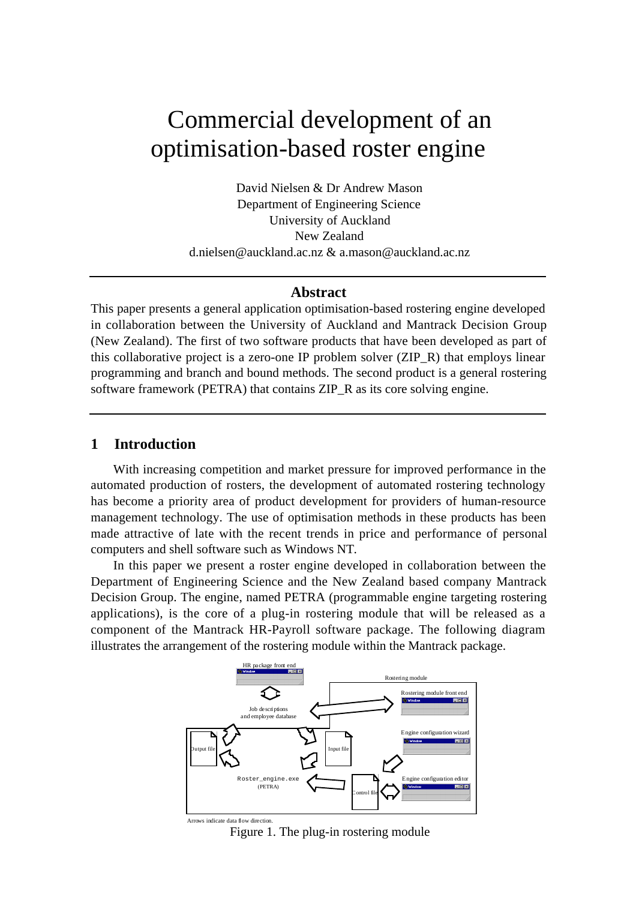# Commercial development of an optimisation-based roster engine

David Nielsen & Dr Andrew Mason
Department of Engineering Science
University of Auckland
New Zealand
d.nielsen@auckland.ac.nz & a.mason@auckland.ac.nz

## Abstract

This paper presents a general application optimisation-based rostering engine developed in collaboration between the University of Auckland and Mantrack Decision Group (New Zealand). The first of two software products that have been developed as part of this collaborative project is a zero-one IP problem solver (ZIP_R) that employs linear programming and branch and bound methods. The second product is a general rostering software framework (PETRA) that contains ZIP_R as its core solving engine.

## 1 Introduction

With increasing competition and market pressure for improved performance in the automated production of rosters, the development of automated rostering technology has become a priority area of product development for providers of human-resource management technology. The use of optimisation methods in these products has been made attractive of late with the recent trends in price and performance of personal computers and shell software such as Windows NT.

In this paper we present a roster engine developed in collaboration between the Department of Engineering Science and the New Zealand based company Mantrack Decision Group. The engine, named PETRA (programmable engine targeting rostering applications), is the core of a plug-in rostering module that will be released as a component of the Mantrack HR-Payroll software package. The following diagram illustrates the arrangement of the rostering module within the Mantrack package.

Arrows indicate data flow direction.

Figure 1. The plug-in rostering module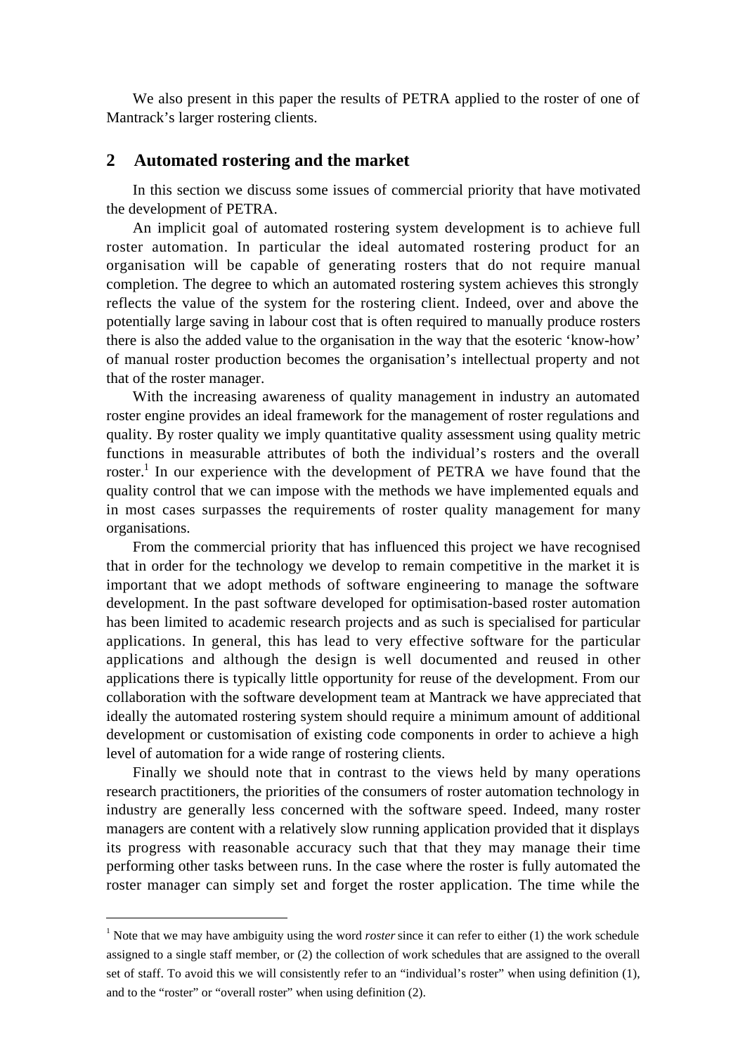We also present in this paper the results of PETRA applied to the roster of one of Mantrack's larger rostering clients.

## 2 Automated rostering and the market

In this section we discuss some issues of commercial priority that have motivated the development of PETRA.

An implicit goal of automated rostering system development is to achieve full roster automation. In particular the ideal automated rostering product for an organisation will be capable of generating rosters that do not require manual completion. The degree to which an automated rostering system achieves this strongly reflects the value of the system for the rostering client. Indeed, over and above the potentially large saving in labour cost that is often required to manually produce rosters there is also the added value to the organisation in the way that the esoteric 'know-how' of manual roster production becomes the organisation's intellectual property and not that of the roster manager.

With the increasing awareness of quality management in industry an automated roster engine provides an ideal framework for the management of roster regulations and quality. By roster quality we imply quantitative quality assessment using quality metric functions in measurable attributes of both the individual's rosters and the overall roster.[1] In our experience with the development of PETRA we have found that the quality control that we can impose with the methods we have implemented equals and in most cases surpasses the requirements of roster quality management for many organisations.

From the commercial priority that has influenced this project we have recognised that in order for the technology we develop to remain competitive in the market it is important that we adopt methods of software engineering to manage the software development. In the past software developed for optimisation-based roster automation has been limited to academic research projects and as such is specialised for particular applications. In general, this has lead to very effective software for the particular applications and although the design is well documented and reused in other applications there is typically little opportunity for reuse of the development. From our collaboration with the software development team at Mantrack we have appreciated that ideally the automated rostering system should require a minimum amount of additional development or customisation of existing code components in order to achieve a high level of automation for a wide range of rostering clients.

Finally we should note that in contrast to the views held by many operations research practitioners, the priorities of the consumers of roster automation technology in industry are generally less concerned with the software speed. Indeed, many roster managers are content with a relatively slow running application provided that it displays its progress with reasonable accuracy such that that they may manage their time performing other tasks between runs. In the case where the roster is fully automated the roster manager can simply set and forget the roster application. The time while the

---

[1] Note that we may have ambiguity using the word *roster* since it can refer to either (1) the work schedule assigned to a single staff member, or (2) the collection of work schedules that are assigned to the overall set of staff. To avoid this we will consistently refer to an "individual's roster" when using definition (1), and to the "roster" or "overall roster" when using definition (2).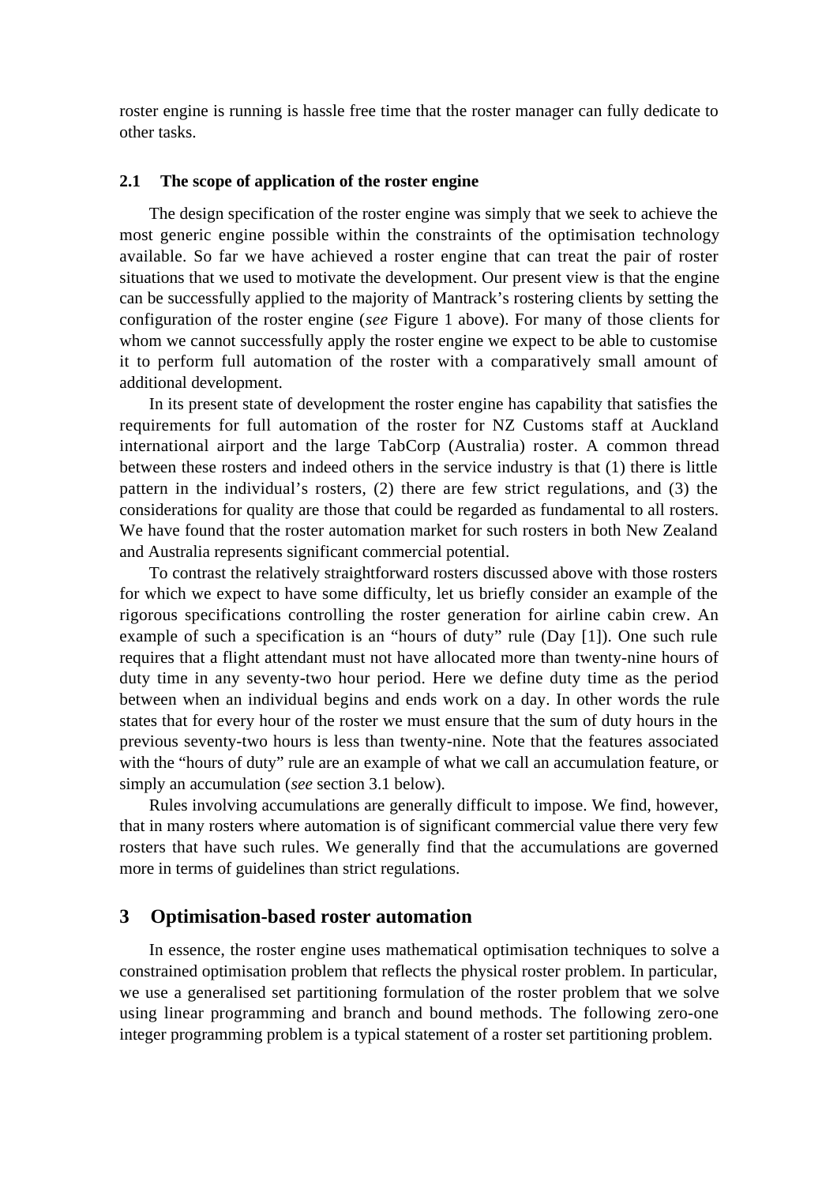roster engine is running is hassle free time that the roster manager can fully dedicate to other tasks.

### 2.1 The scope of application of the roster engine

The design specification of the roster engine was simply that we seek to achieve the most generic engine possible within the constraints of the optimisation technology available. So far we have achieved a roster engine that can treat the pair of roster situations that we used to motivate the development. Our present view is that the engine can be successfully applied to the majority of Mantrack's rostering clients by setting the configuration of the roster engine (*see* Figure 1 above). For many of those clients for whom we cannot successfully apply the roster engine we expect to be able to customise it to perform full automation of the roster with a comparatively small amount of additional development.

In its present state of development the roster engine has capability that satisfies the requirements for full automation of the roster for NZ Customs staff at Auckland international airport and the large TabCorp (Australia) roster. A common thread between these rosters and indeed others in the service industry is that (1) there is little pattern in the individual's rosters, (2) there are few strict regulations, and (3) the considerations for quality are those that could be regarded as fundamental to all rosters. We have found that the roster automation market for such rosters in both New Zealand and Australia represents significant commercial potential.

To contrast the relatively straightforward rosters discussed above with those rosters for which we expect to have some difficulty, let us briefly consider an example of the rigorous specifications controlling the roster generation for airline cabin crew. An example of such a specification is an "hours of duty" rule (Day [1]). One such rule requires that a flight attendant must not have allocated more than twenty-nine hours of duty time in any seventy-two hour period. Here we define duty time as the period between when an individual begins and ends work on a day. In other words the rule states that for every hour of the roster we must ensure that the sum of duty hours in the previous seventy-two hours is less than twenty-nine. Note that the features associated with the "hours of duty" rule are an example of what we call an accumulation feature, or simply an accumulation (*see* section 3.1 below).

Rules involving accumulations are generally difficult to impose. We find, however, that in many rosters where automation is of significant commercial value there very few rosters that have such rules. We generally find that the accumulations are governed more in terms of guidelines than strict regulations.

## 3 Optimisation-based roster automation

In essence, the roster engine uses mathematical optimisation techniques to solve a constrained optimisation problem that reflects the physical roster problem. In particular, we use a generalised set partitioning formulation of the roster problem that we solve using linear programming and branch and bound methods. The following zero-one integer programming problem is a typical statement of a roster set partitioning problem.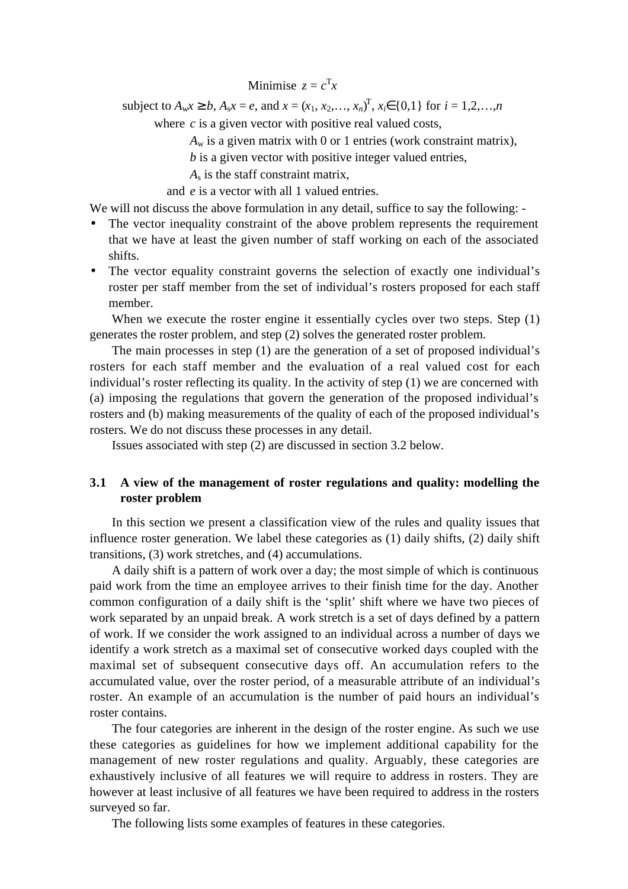$$\text{Minimise } z = c^{\mathrm{T}}x$$

$$\text{subject to } A_w x \geq b,\ A_s x = e, \text{ and } x = (x_1, x_2, \ldots, x_n)^{\mathrm{T}},\ x_i \in \{0,1\} \text{ for } i = 1,2,\ldots,n$$

where $c$ is a given vector with positive real valued costs,
$A_w$ is a given matrix with 0 or 1 entries (work constraint matrix),
$b$ is a given vector with positive integer valued entries,
$A_s$ is the staff constraint matrix,
and $e$ is a vector with all 1 valued entries.

We will not discuss the above formulation in any detail, suffice to say the following: -

- The vector inequality constraint of the above problem represents the requirement that we have at least the given number of staff working on each of the associated shifts.
- The vector equality constraint governs the selection of exactly one individual's roster per staff member from the set of individual's rosters proposed for each staff member.

When we execute the roster engine it essentially cycles over two steps. Step (1) generates the roster problem, and step (2) solves the generated roster problem.

The main processes in step (1) are the generation of a set of proposed individual's rosters for each staff member and the evaluation of a real valued cost for each individual's roster reflecting its quality. In the activity of step (1) we are concerned with (a) imposing the regulations that govern the generation of the proposed individual's rosters and (b) making measurements of the quality of each of the proposed individual's rosters. We do not discuss these processes in any detail.

Issues associated with step (2) are discussed in section 3.2 below.

### 3.1 A view of the management of roster regulations and quality: modelling the roster problem

In this section we present a classification view of the rules and quality issues that influence roster generation. We label these categories as (1) daily shifts, (2) daily shift transitions, (3) work stretches, and (4) accumulations.

A daily shift is a pattern of work over a day; the most simple of which is continuous paid work from the time an employee arrives to their finish time for the day. Another common configuration of a daily shift is the 'split' shift where we have two pieces of work separated by an unpaid break. A work stretch is a set of days defined by a pattern of work. If we consider the work assigned to an individual across a number of days we identify a work stretch as a maximal set of consecutive worked days coupled with the maximal set of subsequent consecutive days off. An accumulation refers to the accumulated value, over the roster period, of a measurable attribute of an individual's roster. An example of an accumulation is the number of paid hours an individual's roster contains.

The four categories are inherent in the design of the roster engine. As such we use these categories as guidelines for how we implement additional capability for the management of new roster regulations and quality. Arguably, these categories are exhaustively inclusive of all features we will require to address in rosters. They are however at least inclusive of all features we have been required to address in the rosters surveyed so far.

The following lists some examples of features in these categories.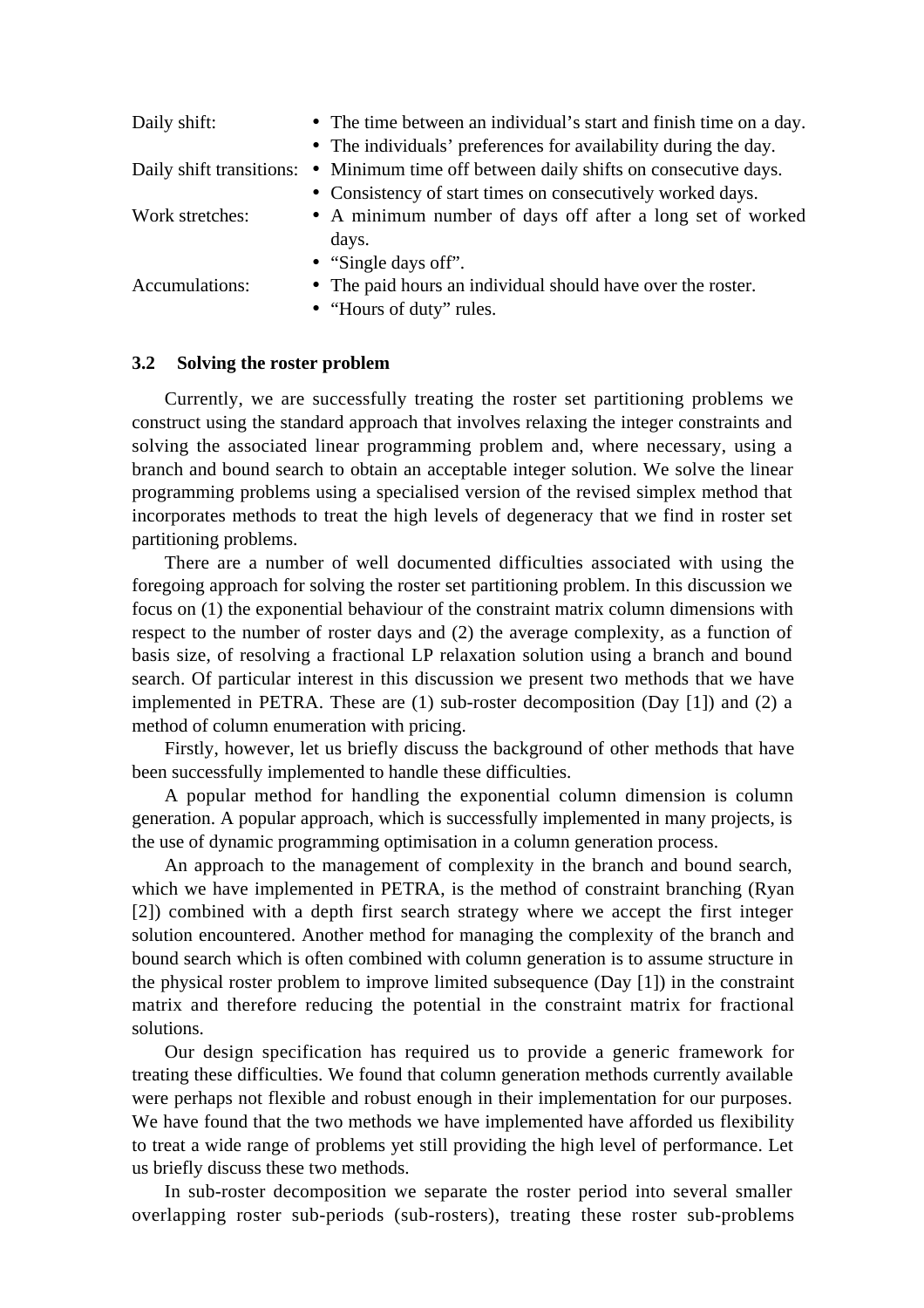| | |
|---|---|
| Daily shift: | • The time between an individual's start and finish time on a day.<br>• The individuals' preferences for availability during the day. |
| Daily shift transitions: | • Minimum time off between daily shifts on consecutive days.<br>• Consistency of start times on consecutively worked days. |
| Work stretches: | • A minimum number of days off after a long set of worked days.<br>• "Single days off". |
| Accumulations: | • The paid hours an individual should have over the roster.<br>• "Hours of duty" rules. |

### 3.2 Solving the roster problem

Currently, we are successfully treating the roster set partitioning problems we construct using the standard approach that involves relaxing the integer constraints and solving the associated linear programming problem and, where necessary, using a branch and bound search to obtain an acceptable integer solution. We solve the linear programming problems using a specialised version of the revised simplex method that incorporates methods to treat the high levels of degeneracy that we find in roster set partitioning problems.

There are a number of well documented difficulties associated with using the foregoing approach for solving the roster set partitioning problem. In this discussion we focus on (1) the exponential behaviour of the constraint matrix column dimensions with respect to the number of roster days and (2) the average complexity, as a function of basis size, of resolving a fractional LP relaxation solution using a branch and bound search. Of particular interest in this discussion we present two methods that we have implemented in PETRA. These are (1) sub-roster decomposition (Day [1]) and (2) a method of column enumeration with pricing.

Firstly, however, let us briefly discuss the background of other methods that have been successfully implemented to handle these difficulties.

A popular method for handling the exponential column dimension is column generation. A popular approach, which is successfully implemented in many projects, is the use of dynamic programming optimisation in a column generation process.

An approach to the management of complexity in the branch and bound search, which we have implemented in PETRA, is the method of constraint branching (Ryan [2]) combined with a depth first search strategy where we accept the first integer solution encountered. Another method for managing the complexity of the branch and bound search which is often combined with column generation is to assume structure in the physical roster problem to improve limited subsequence (Day [1]) in the constraint matrix and therefore reducing the potential in the constraint matrix for fractional solutions.

Our design specification has required us to provide a generic framework for treating these difficulties. We found that column generation methods currently available were perhaps not flexible and robust enough in their implementation for our purposes. We have found that the two methods we have implemented have afforded us flexibility to treat a wide range of problems yet still providing the high level of performance. Let us briefly discuss these two methods.

In sub-roster decomposition we separate the roster period into several smaller overlapping roster sub-periods (sub-rosters), treating these roster sub-problems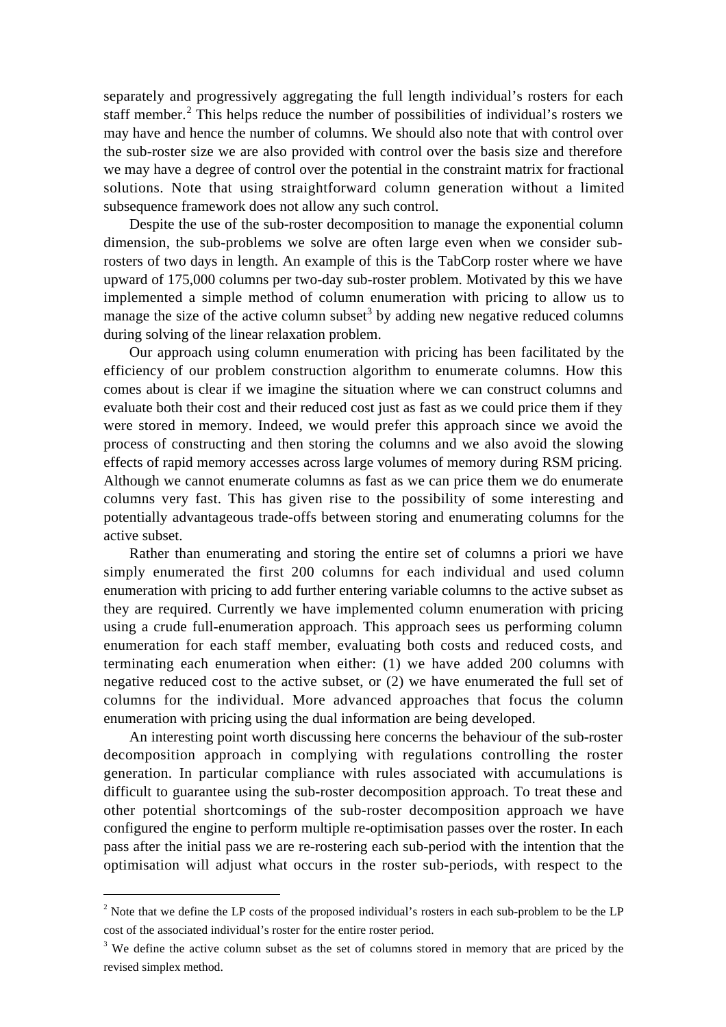separately and progressively aggregating the full length individual's rosters for each staff member.[2] This helps reduce the number of possibilities of individual's rosters we may have and hence the number of columns. We should also note that with control over the sub-roster size we are also provided with control over the basis size and therefore we may have a degree of control over the potential in the constraint matrix for fractional solutions. Note that using straightforward column generation without a limited subsequence framework does not allow any such control.

Despite the use of the sub-roster decomposition to manage the exponential column dimension, the sub-problems we solve are often large even when we consider sub-rosters of two days in length. An example of this is the TabCorp roster where we have upward of 175,000 columns per two-day sub-roster problem. Motivated by this we have implemented a simple method of column enumeration with pricing to allow us to manage the size of the active column subset[3] by adding new negative reduced columns during solving of the linear relaxation problem.

Our approach using column enumeration with pricing has been facilitated by the efficiency of our problem construction algorithm to enumerate columns. How this comes about is clear if we imagine the situation where we can construct columns and evaluate both their cost and their reduced cost just as fast as we could price them if they were stored in memory. Indeed, we would prefer this approach since we avoid the process of constructing and then storing the columns and we also avoid the slowing effects of rapid memory accesses across large volumes of memory during RSM pricing. Although we cannot enumerate columns as fast as we can price them we do enumerate columns very fast. This has given rise to the possibility of some interesting and potentially advantageous trade-offs between storing and enumerating columns for the active subset.

Rather than enumerating and storing the entire set of columns a priori we have simply enumerated the first 200 columns for each individual and used column enumeration with pricing to add further entering variable columns to the active subset as they are required. Currently we have implemented column enumeration with pricing using a crude full-enumeration approach. This approach sees us performing column enumeration for each staff member, evaluating both costs and reduced costs, and terminating each enumeration when either: (1) we have added 200 columns with negative reduced cost to the active subset, or (2) we have enumerated the full set of columns for the individual. More advanced approaches that focus the column enumeration with pricing using the dual information are being developed.

An interesting point worth discussing here concerns the behaviour of the sub-roster decomposition approach in complying with regulations controlling the roster generation. In particular compliance with rules associated with accumulations is difficult to guarantee using the sub-roster decomposition approach. To treat these and other potential shortcomings of the sub-roster decomposition approach we have configured the engine to perform multiple re-optimisation passes over the roster. In each pass after the initial pass we are re-rostering each sub-period with the intention that the optimisation will adjust what occurs in the roster sub-periods, with respect to the

---

[2] Note that we define the LP costs of the proposed individual's rosters in each sub-problem to be the LP cost of the associated individual's roster for the entire roster period.

[3] We define the active column subset as the set of columns stored in memory that are priced by the revised simplex method.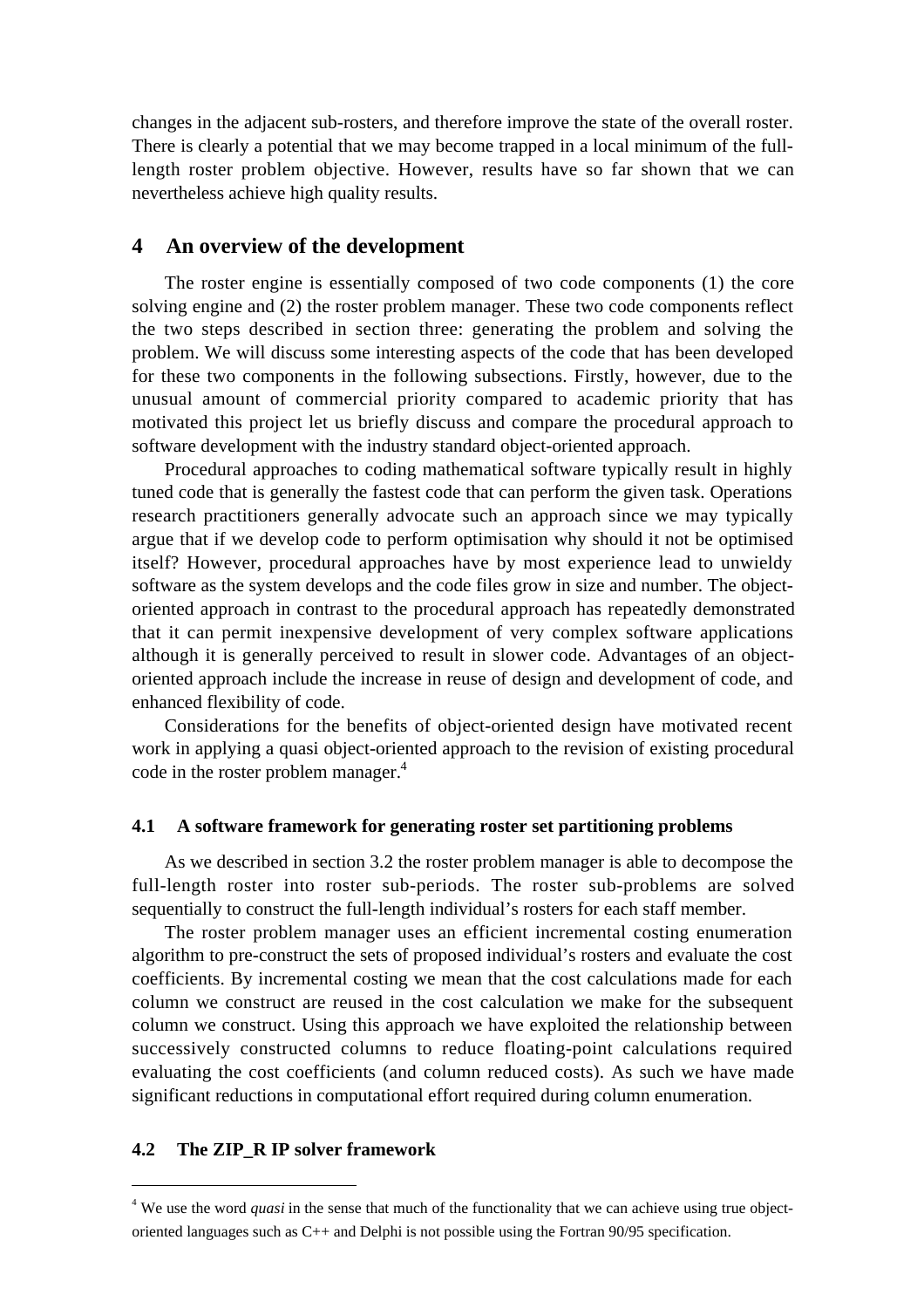changes in the adjacent sub-rosters, and therefore improve the state of the overall roster. There is clearly a potential that we may become trapped in a local minimum of the full-length roster problem objective. However, results have so far shown that we can nevertheless achieve high quality results.

## 4 An overview of the development

The roster engine is essentially composed of two code components (1) the core solving engine and (2) the roster problem manager. These two code components reflect the two steps described in section three: generating the problem and solving the problem. We will discuss some interesting aspects of the code that has been developed for these two components in the following subsections. Firstly, however, due to the unusual amount of commercial priority compared to academic priority that has motivated this project let us briefly discuss and compare the procedural approach to software development with the industry standard object-oriented approach.

Procedural approaches to coding mathematical software typically result in highly tuned code that is generally the fastest code that can perform the given task. Operations research practitioners generally advocate such an approach since we may typically argue that if we develop code to perform optimisation why should it not be optimised itself? However, procedural approaches have by most experience lead to unwieldy software as the system develops and the code files grow in size and number. The object-oriented approach in contrast to the procedural approach has repeatedly demonstrated that it can permit inexpensive development of very complex software applications although it is generally perceived to result in slower code. Advantages of an object-oriented approach include the increase in reuse of design and development of code, and enhanced flexibility of code.

Considerations for the benefits of object-oriented design have motivated recent work in applying a quasi object-oriented approach to the revision of existing procedural code in the roster problem manager.[4]

### 4.1 A software framework for generating roster set partitioning problems

As we described in section 3.2 the roster problem manager is able to decompose the full-length roster into roster sub-periods. The roster sub-problems are solved sequentially to construct the full-length individual's rosters for each staff member.

The roster problem manager uses an efficient incremental costing enumeration algorithm to pre-construct the sets of proposed individual's rosters and evaluate the cost coefficients. By incremental costing we mean that the cost calculations made for each column we construct are reused in the cost calculation we make for the subsequent column we construct. Using this approach we have exploited the relationship between successively constructed columns to reduce floating-point calculations required evaluating the cost coefficients (and column reduced costs). As such we have made significant reductions in computational effort required during column enumeration.

### 4.2 The ZIP_R IP solver framework

[4] We use the word *quasi* in the sense that much of the functionality that we can achieve using true object-oriented languages such as C++ and Delphi is not possible using the Fortran 90/95 specification.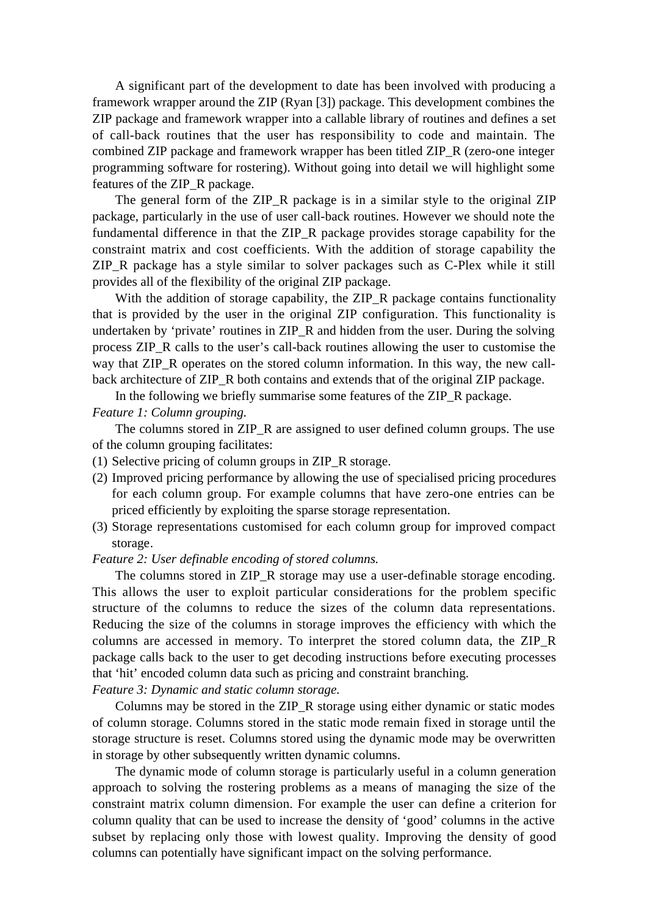A significant part of the development to date has been involved with producing a framework wrapper around the ZIP (Ryan [3]) package. This development combines the ZIP package and framework wrapper into a callable library of routines and defines a set of call-back routines that the user has responsibility to code and maintain. The combined ZIP package and framework wrapper has been titled ZIP_R (zero-one integer programming software for rostering). Without going into detail we will highlight some features of the ZIP_R package.

The general form of the ZIP_R package is in a similar style to the original ZIP package, particularly in the use of user call-back routines. However we should note the fundamental difference in that the ZIP_R package provides storage capability for the constraint matrix and cost coefficients. With the addition of storage capability the ZIP_R package has a style similar to solver packages such as C-Plex while it still provides all of the flexibility of the original ZIP package.

With the addition of storage capability, the ZIP_R package contains functionality that is provided by the user in the original ZIP configuration. This functionality is undertaken by 'private' routines in ZIP_R and hidden from the user. During the solving process ZIP_R calls to the user's call-back routines allowing the user to customise the way that ZIP_R operates on the stored column information. In this way, the new call-back architecture of ZIP_R both contains and extends that of the original ZIP package.

In the following we briefly summarise some features of the ZIP_R package.

*Feature 1: Column grouping.*

The columns stored in ZIP_R are assigned to user defined column groups. The use of the column grouping facilitates:

(1) Selective pricing of column groups in ZIP_R storage.
(2) Improved pricing performance by allowing the use of specialised pricing procedures for each column group. For example columns that have zero-one entries can be priced efficiently by exploiting the sparse storage representation.
(3) Storage representations customised for each column group for improved compact storage.

*Feature 2: User definable encoding of stored columns.*

The columns stored in ZIP_R storage may use a user-definable storage encoding. This allows the user to exploit particular considerations for the problem specific structure of the columns to reduce the sizes of the column data representations. Reducing the size of the columns in storage improves the efficiency with which the columns are accessed in memory. To interpret the stored column data, the ZIP_R package calls back to the user to get decoding instructions before executing processes that 'hit' encoded column data such as pricing and constraint branching.

*Feature 3: Dynamic and static column storage.*

Columns may be stored in the ZIP_R storage using either dynamic or static modes of column storage. Columns stored in the static mode remain fixed in storage until the storage structure is reset. Columns stored using the dynamic mode may be overwritten in storage by other subsequently written dynamic columns.

The dynamic mode of column storage is particularly useful in a column generation approach to solving the rostering problems as a means of managing the size of the constraint matrix column dimension. For example the user can define a criterion for column quality that can be used to increase the density of 'good' columns in the active subset by replacing only those with lowest quality. Improving the density of good columns can potentially have significant impact on the solving performance.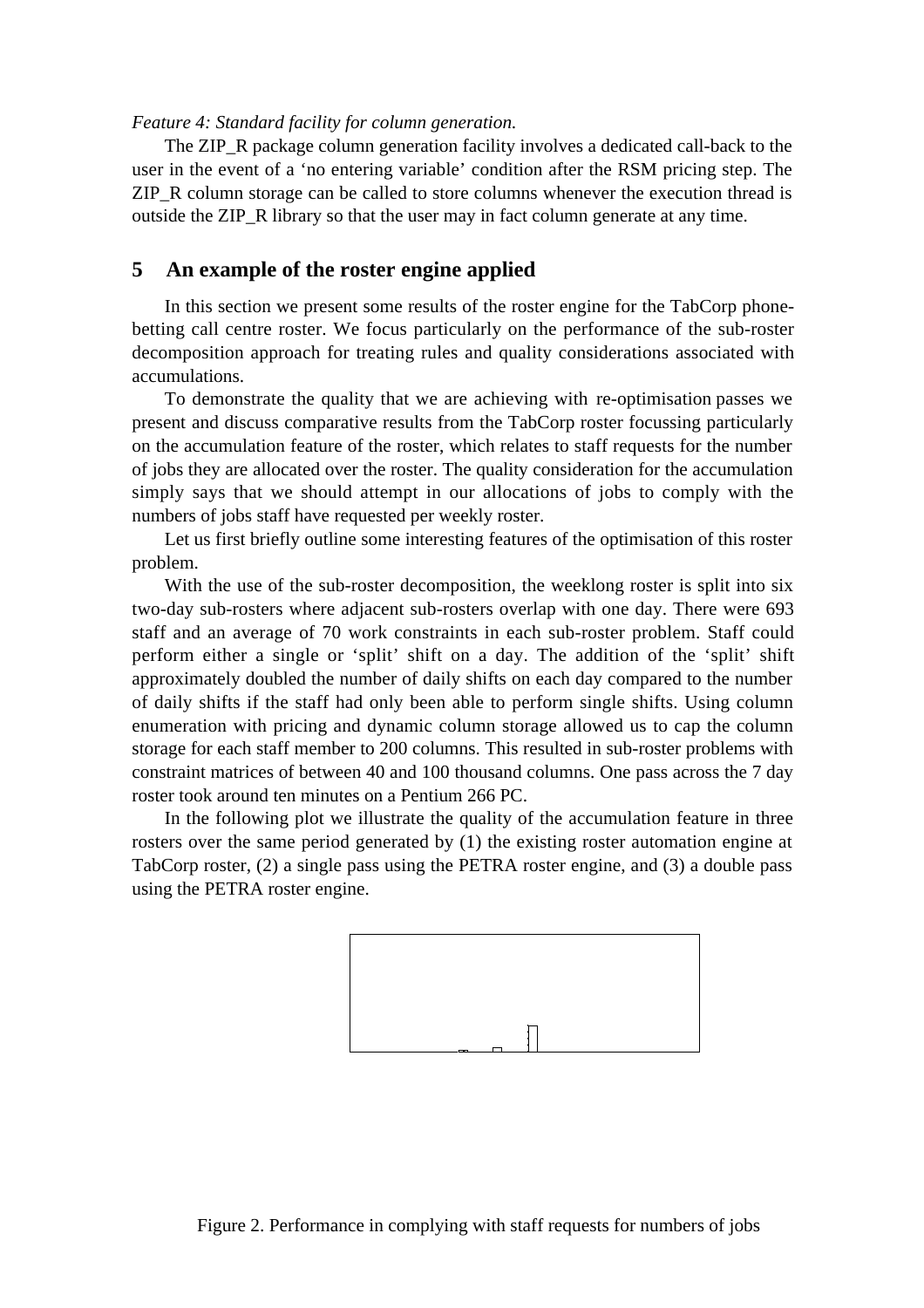*Feature 4: Standard facility for column generation.*

The ZIP_R package column generation facility involves a dedicated call-back to the user in the event of a 'no entering variable' condition after the RSM pricing step. The ZIP_R column storage can be called to store columns whenever the execution thread is outside the ZIP_R library so that the user may in fact column generate at any time.

## 5 An example of the roster engine applied

In this section we present some results of the roster engine for the TabCorp phone-betting call centre roster. We focus particularly on the performance of the sub-roster decomposition approach for treating rules and quality considerations associated with accumulations.

To demonstrate the quality that we are achieving with re-optimisation passes we present and discuss comparative results from the TabCorp roster focussing particularly on the accumulation feature of the roster, which relates to staff requests for the number of jobs they are allocated over the roster. The quality consideration for the accumulation simply says that we should attempt in our allocations of jobs to comply with the numbers of jobs staff have requested per weekly roster.

Let us first briefly outline some interesting features of the optimisation of this roster problem.

With the use of the sub-roster decomposition, the weeklong roster is split into six two-day sub-rosters where adjacent sub-rosters overlap with one day. There were 693 staff and an average of 70 work constraints in each sub-roster problem. Staff could perform either a single or 'split' shift on a day. The addition of the 'split' shift approximately doubled the number of daily shifts on each day compared to the number of daily shifts if the staff had only been able to perform single shifts. Using column enumeration with pricing and dynamic column storage allowed us to cap the column storage for each staff member to 200 columns. This resulted in sub-roster problems with constraint matrices of between 40 and 100 thousand columns. One pass across the 7 day roster took around ten minutes on a Pentium 266 PC.

In the following plot we illustrate the quality of the accumulation feature in three rosters over the same period generated by (1) the existing roster automation engine at TabCorp roster, (2) a single pass using the PETRA roster engine, and (3) a double pass using the PETRA roster engine.

Figure 2. Performance in complying with staff requests for numbers of jobs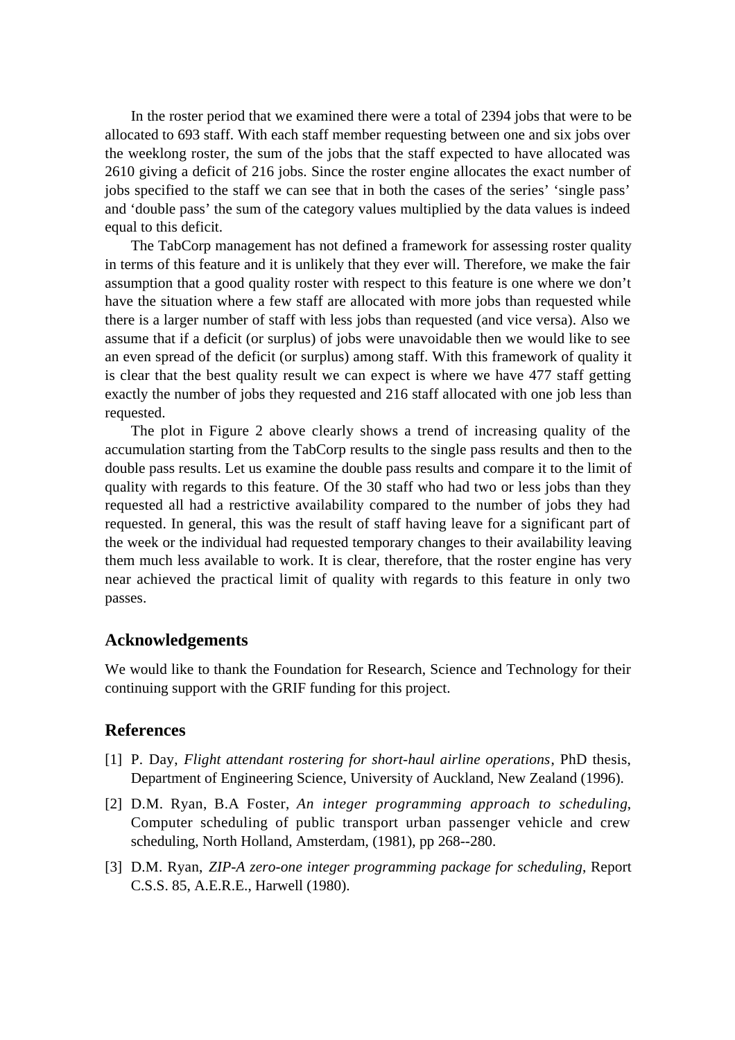In the roster period that we examined there were a total of 2394 jobs that were to be allocated to 693 staff. With each staff member requesting between one and six jobs over the weeklong roster, the sum of the jobs that the staff expected to have allocated was 2610 giving a deficit of 216 jobs. Since the roster engine allocates the exact number of jobs specified to the staff we can see that in both the cases of the series' 'single pass' and 'double pass' the sum of the category values multiplied by the data values is indeed equal to this deficit.

The TabCorp management has not defined a framework for assessing roster quality in terms of this feature and it is unlikely that they ever will. Therefore, we make the fair assumption that a good quality roster with respect to this feature is one where we don't have the situation where a few staff are allocated with more jobs than requested while there is a larger number of staff with less jobs than requested (and vice versa). Also we assume that if a deficit (or surplus) of jobs were unavoidable then we would like to see an even spread of the deficit (or surplus) among staff. With this framework of quality it is clear that the best quality result we can expect is where we have 477 staff getting exactly the number of jobs they requested and 216 staff allocated with one job less than requested.

The plot in Figure 2 above clearly shows a trend of increasing quality of the accumulation starting from the TabCorp results to the single pass results and then to the double pass results. Let us examine the double pass results and compare it to the limit of quality with regards to this feature. Of the 30 staff who had two or less jobs than they requested all had a restrictive availability compared to the number of jobs they had requested. In general, this was the result of staff having leave for a significant part of the week or the individual had requested temporary changes to their availability leaving them much less available to work. It is clear, therefore, that the roster engine has very near achieved the practical limit of quality with regards to this feature in only two passes.

## Acknowledgements

We would like to thank the Foundation for Research, Science and Technology for their continuing support with the GRIF funding for this project.

## References

[1] P. Day, *Flight attendant rostering for short-haul airline operations*, PhD thesis, Department of Engineering Science, University of Auckland, New Zealand (1996).

[2] D.M. Ryan, B.A Foster, *An integer programming approach to scheduling*, Computer scheduling of public transport urban passenger vehicle and crew scheduling, North Holland, Amsterdam, (1981), pp 268--280.

[3] D.M. Ryan, *ZIP-A zero-one integer programming package for scheduling*, Report C.S.S. 85, A.E.R.E., Harwell (1980).